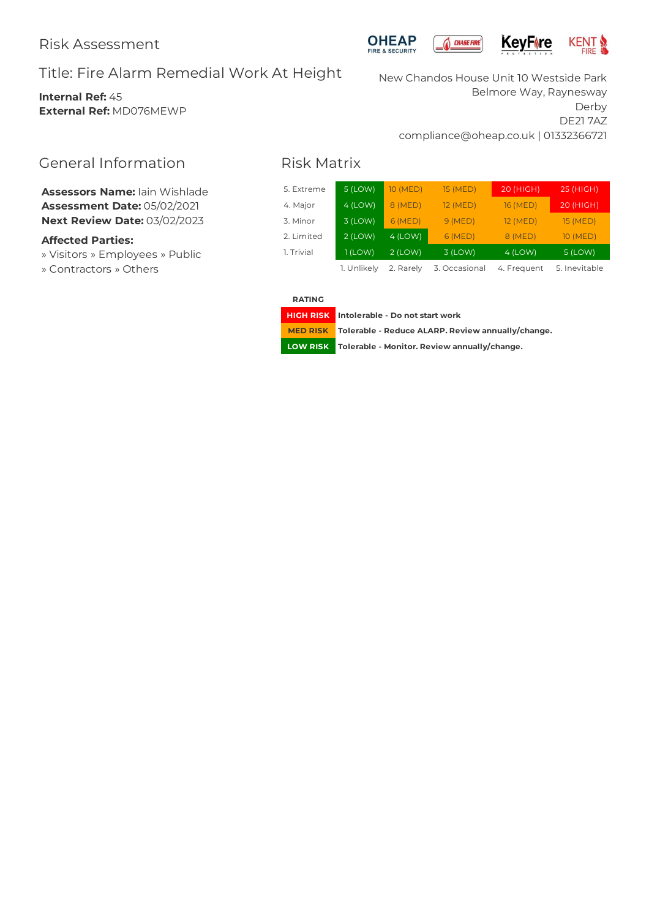# Risk Assessment

## Title: Fire Alarm Remedial Work At Height

**Internal Ref:** 45
**External Ref:** MD076MEWP

New Chandos House Unit 10 Westside Park
Belmore Way, Raynesway
Derby
DE21 7AZ
compliance@oheap.co.uk | 01332366721

## General Information

**Assessors Name:** Iain Wishlade
**Assessment Date:** 05/02/2021
**Next Review Date:** 03/02/2023

**Affected Parties:**
» Visitors » Employees » Public
» Contractors » Others

## Risk Matrix

| | | | | | |
|---|---|---|---|---|---|
| 5. Extreme | 5 (LOW) | 10 (MED) | 15 (MED) | 20 (HIGH) | 25 (HIGH) |
| 4. Major | 4 (LOW) | 8 (MED) | 12 (MED) | 16 (MED) | 20 (HIGH) |
| 3. Minor | 3 (LOW) | 6 (MED) | 9 (MED) | 12 (MED) | 15 (MED) |
| 2. Limited | 2 (LOW) | 4 (LOW) | 6 (MED) | 8 (MED) | 10 (MED) |
| 1. Trivial | 1 (LOW) | 2 (LOW) | 3 (LOW) | 4 (LOW) | 5 (LOW) |
| | 1. Unlikely | 2. Rarely | 3. Occasional | 4. Frequent | 5. Inevitable |

| RATING | |
|---|---|
| HIGH RISK | Intolerable - Do not start work |
| MED RISK | Tolerable - Reduce ALARP. Review annually/change. |
| LOW RISK | Tolerable - Monitor. Review annually/change. |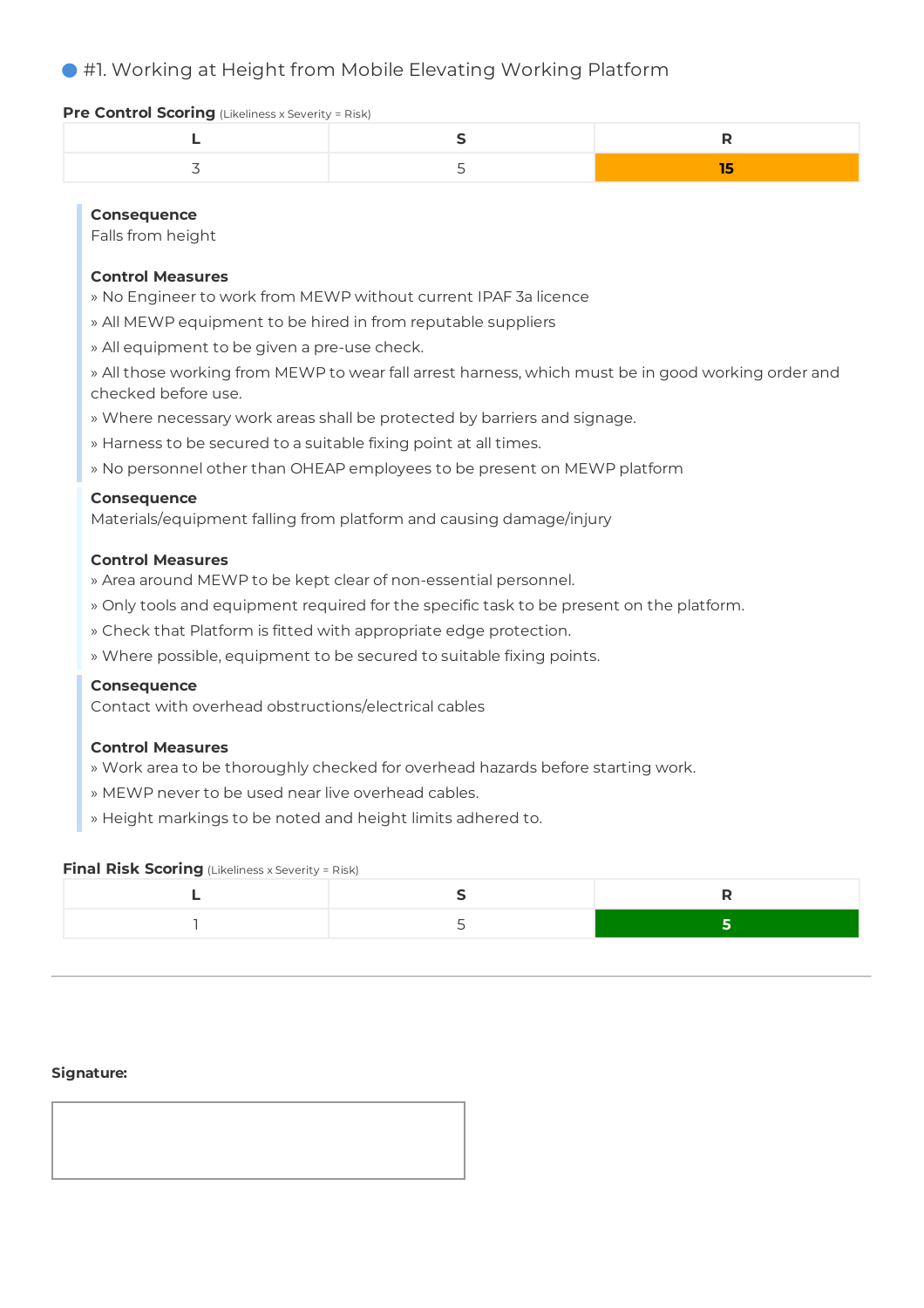## #1. Working at Height from Mobile Elevating Working Platform

**Pre Control Scoring** (Likeliness x Severity = Risk)

| L | S | R |
|---|---|---|
| 3 | 5 | **15** |

**Consequence**
Falls from height

**Control Measures**
» No Engineer to work from MEWP without current IPAF 3a licence
» All MEWP equipment to be hired in from reputable suppliers
» All equipment to be given a pre-use check.
» All those working from MEWP to wear fall arrest harness, which must be in good working order and checked before use.
» Where necessary work areas shall be protected by barriers and signage.
» Harness to be secured to a suitable fixing point at all times.
» No personnel other than OHEAP employees to be present on MEWP platform

**Consequence**
Materials/equipment falling from platform and causing damage/injury

**Control Measures**
» Area around MEWP to be kept clear of non-essential personnel.
» Only tools and equipment required for the specific task to be present on the platform.
» Check that Platform is fitted with appropriate edge protection.
» Where possible, equipment to be secured to suitable fixing points.

**Consequence**
Contact with overhead obstructions/electrical cables

**Control Measures**
» Work area to be thoroughly checked for overhead hazards before starting work.
» MEWP never to be used near live overhead cables.
» Height markings to be noted and height limits adhered to.

**Final Risk Scoring** (Likeliness x Severity = Risk)

| L | S | R |
|---|---|---|
| 1 | 5 | **5** |

---

**Signature:**